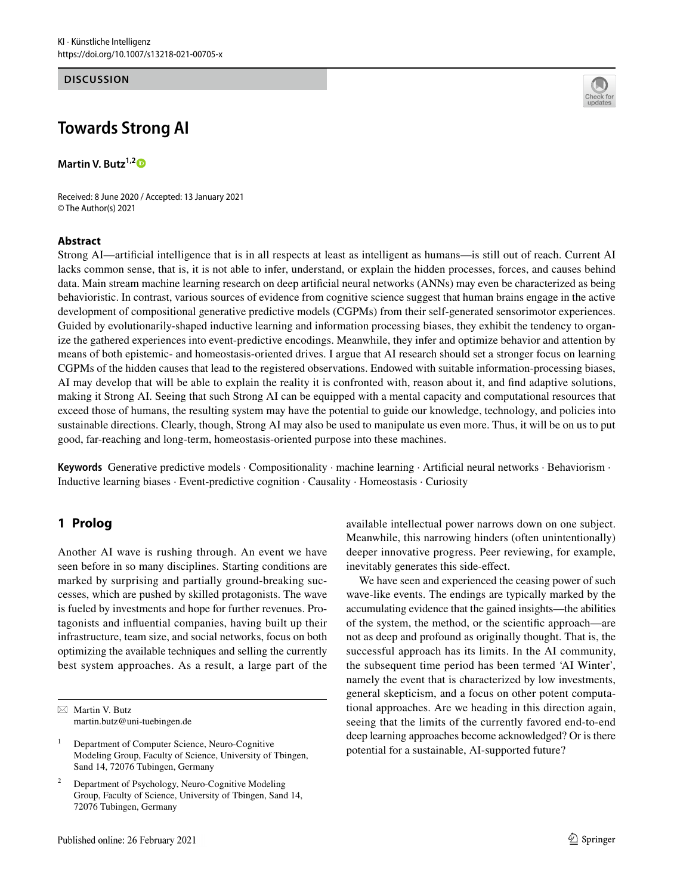DISCUSSION

# Towards Strong AI

**Martin V. Butz**[1,2]

Received: 8 June 2020 / Accepted: 13 January 2021
© The Author(s) 2021

## Abstract

Strong AI—artificial intelligence that is in all respects at least as intelligent as humans—is still out of reach. Current AI lacks common sense, that is, it is not able to infer, understand, or explain the hidden processes, forces, and causes behind data. Main stream machine learning research on deep artificial neural networks (ANNs) may even be characterized as being behavioristic. In contrast, various sources of evidence from cognitive science suggest that human brains engage in the active development of compositional generative predictive models (CGPMs) from their self-generated sensorimotor experiences. Guided by evolutionarily-shaped inductive learning and information processing biases, they exhibit the tendency to organize the gathered experiences into event-predictive encodings. Meanwhile, they infer and optimize behavior and attention by means of both epistemic- and homeostasis-oriented drives. I argue that AI research should set a stronger focus on learning CGPMs of the hidden causes that lead to the registered observations. Endowed with suitable information-processing biases, AI may develop that will be able to explain the reality it is confronted with, reason about it, and find adaptive solutions, making it Strong AI. Seeing that such Strong AI can be equipped with a mental capacity and computational resources that exceed those of humans, the resulting system may have the potential to guide our knowledge, technology, and policies into sustainable directions. Clearly, though, Strong AI may also be used to manipulate us even more. Thus, it will be on us to put good, far-reaching and long-term, homeostasis-oriented purpose into these machines.

**Keywords** Generative predictive models · Compositionality · machine learning · Artificial neural networks · Behaviorism · Inductive learning biases · Event-predictive cognition · Causality · Homeostasis · Curiosity

## 1 Prolog

Another AI wave is rushing through. An event we have seen before in so many disciplines. Starting conditions are marked by surprising and partially ground-breaking successes, which are pushed by skilled protagonists. The wave is fueled by investments and hope for further revenues. Protagonists and influential companies, having built up their infrastructure, team size, and social networks, focus on both optimizing the available techniques and selling the currently best system approaches. As a result, a large part of the available intellectual power narrows down on one subject. Meanwhile, this narrowing hinders (often unintentionally) deeper innovative progress. Peer reviewing, for example, inevitably generates this side-effect.

We have seen and experienced the ceasing power of such wave-like events. The endings are typically marked by the accumulating evidence that the gained insights—the abilities of the system, the method, or the scientific approach—are not as deep and profound as originally thought. That is, the successful approach has its limits. In the AI community, the subsequent time period has been termed 'AI Winter', namely the event that is characterized by low investments, general skepticism, and a focus on other potent computational approaches. Are we heading in this direction again, seeing that the limits of the currently favored end-to-end deep learning approaches become acknowledged? Or is there potential for a sustainable, AI-supported future?

---

✉ Martin V. Butz
martin.butz@uni-tuebingen.de

[1] Department of Computer Science, Neuro-Cognitive Modeling Group, Faculty of Science, University of Tbingen, Sand 14, 72076 Tubingen, Germany

[2] Department of Psychology, Neuro-Cognitive Modeling Group, Faculty of Science, University of Tbingen, Sand 14, 72076 Tubingen, Germany

Published online: 26 February 2021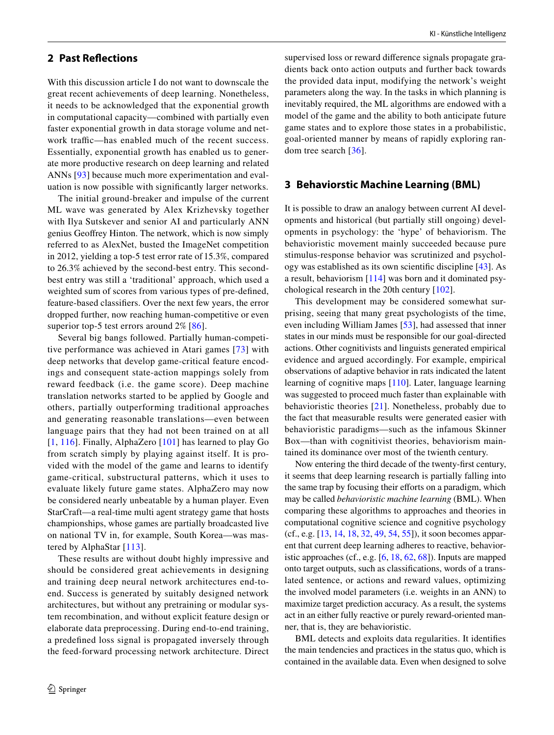## 2 Past Reflections

With this discussion article I do not want to downscale the great recent achievements of deep learning. Nonetheless, it needs to be acknowledged that the exponential growth in computational capacity—combined with partially even faster exponential growth in data storage volume and network traffic—has enabled much of the recent success. Essentially, exponential growth has enabled us to generate more productive research on deep learning and related ANNs [93] because much more experimentation and evaluation is now possible with significantly larger networks.

The initial ground-breaker and impulse of the current ML wave was generated by Alex Krizhevsky together with Ilya Sutskever and senior AI and particularly ANN genius Geoffrey Hinton. The network, which is now simply referred to as AlexNet, busted the ImageNet competition in 2012, yielding a top-5 test error rate of 15.3%, compared to 26.3% achieved by the second-best entry. This second-best entry was still a 'traditional' approach, which used a weighted sum of scores from various types of pre-defined, feature-based classifiers. Over the next few years, the error dropped further, now reaching human-competitive or even superior top-5 test errors around 2% [86].

Several big bangs followed. Partially human-competitive performance was achieved in Atari games [73] with deep networks that develop game-critical feature encodings and consequent state-action mappings solely from reward feedback (i.e. the game score). Deep machine translation networks started to be applied by Google and others, partially outperforming traditional approaches and generating reasonable translations—even between language pairs that they had not been trained on at all [1, 116]. Finally, AlphaZero [101] has learned to play Go from scratch simply by playing against itself. It is provided with the model of the game and learns to identify game-critical, substructural patterns, which it uses to evaluate likely future game states. AlphaZero may now be considered nearly unbeatable by a human player. Even StarCraft—a real-time multi agent strategy game that hosts championships, whose games are partially broadcasted live on national TV in, for example, South Korea—was mastered by AlphaStar [113].

These results are without doubt highly impressive and should be considered great achievements in designing and training deep neural network architectures end-to-end. Success is generated by suitably designed network architectures, but without any pretraining or modular system recombination, and without explicit feature design or elaborate data preprocessing. During end-to-end training, a predefined loss signal is propagated inversely through the feed-forward processing network architecture. Direct supervised loss or reward difference signals propagate gradients back onto action outputs and further back towards the provided data input, modifying the network's weight parameters along the way. In the tasks in which planning is inevitably required, the ML algorithms are endowed with a model of the game and the ability to both anticipate future game states and to explore those states in a probabilistic, goal-oriented manner by means of rapidly exploring random tree search [36].

## 3 Behaviorstic Machine Learning (BML)

It is possible to draw an analogy between current AI developments and historical (but partially still ongoing) developments in psychology: the 'hype' of behaviorism. The behavioristic movement mainly succeeded because pure stimulus-response behavior was scrutinized and psychology was established as its own scientific discipline [43]. As a result, behaviorism [114] was born and it dominated psychological research in the 20th century [102].

This development may be considered somewhat surprising, seeing that many great psychologists of the time, even including William James [53], had assessed that inner states in our minds must be responsible for our goal-directed actions. Other cognitivists and linguists generated empirical evidence and argued accordingly. For example, empirical observations of adaptive behavior in rats indicated the latent learning of cognitive maps [110]. Later, language learning was suggested to proceed much faster than explainable with behavioristic theories [21]. Nonetheless, probably due to the fact that measurable results were generated easier with behavioristic paradigms—such as the infamous Skinner Box—than with cognitivist theories, behaviorism maintained its dominance over most of the twienth century.

Now entering the third decade of the twenty-first century, it seems that deep learning research is partially falling into the same trap by focusing their efforts on a paradigm, which may be called *behavioristic machine learning* (BML). When comparing these algorithms to approaches and theories in computational cognitive science and cognitive psychology (cf., e.g. [13, 14, 18, 32, 49, 54, 55]), it soon becomes apparent that current deep learning adheres to reactive, behavioristic approaches (cf., e.g. [6, 18, 62, 68]). Inputs are mapped onto target outputs, such as classifications, words of a translated sentence, or actions and reward values, optimizing the involved model parameters (i.e. weights in an ANN) to maximize target prediction accuracy. As a result, the systems act in an either fully reactive or purely reward-oriented manner, that is, they are behavioristic.

BML detects and exploits data regularities. It identifies the main tendencies and practices in the status quo, which is contained in the available data. Even when designed to solve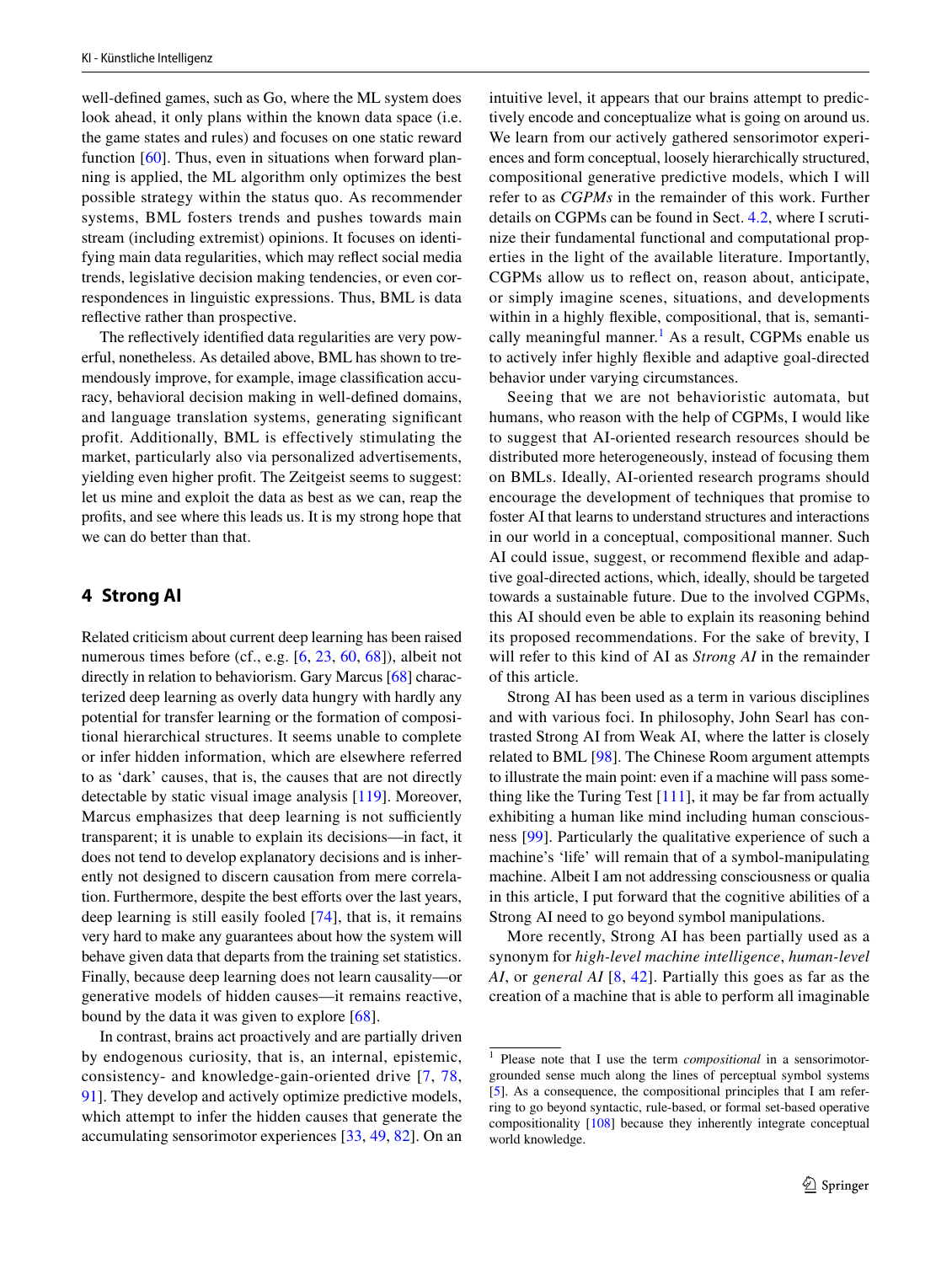well-defined games, such as Go, where the ML system does look ahead, it only plans within the known data space (i.e. the game states and rules) and focuses on one static reward function [60]. Thus, even in situations when forward planning is applied, the ML algorithm only optimizes the best possible strategy within the status quo. As recommender systems, BML fosters trends and pushes towards main stream (including extremist) opinions. It focuses on identifying main data regularities, which may reflect social media trends, legislative decision making tendencies, or even correspondences in linguistic expressions. Thus, BML is data reflective rather than prospective.

The reflectively identified data regularities are very powerful, nonetheless. As detailed above, BML has shown to tremendously improve, for example, image classification accuracy, behavioral decision making in well-defined domains, and language translation systems, generating significant profit. Additionally, BML is effectively stimulating the market, particularly also via personalized advertisements, yielding even higher profit. The Zeitgeist seems to suggest: let us mine and exploit the data as best as we can, reap the profits, and see where this leads us. It is my strong hope that we can do better than that.

## 4 Strong AI

Related criticism about current deep learning has been raised numerous times before (cf., e.g. [6, 23, 60, 68]), albeit not directly in relation to behaviorism. Gary Marcus [68] characterized deep learning as overly data hungry with hardly any potential for transfer learning or the formation of compositional hierarchical structures. It seems unable to complete or infer hidden information, which are elsewhere referred to as 'dark' causes, that is, the causes that are not directly detectable by static visual image analysis [119]. Moreover, Marcus emphasizes that deep learning is not sufficiently transparent; it is unable to explain its decisions—in fact, it does not tend to develop explanatory decisions and is inherently not designed to discern causation from mere correlation. Furthermore, despite the best efforts over the last years, deep learning is still easily fooled [74], that is, it remains very hard to make any guarantees about how the system will behave given data that departs from the training set statistics. Finally, because deep learning does not learn causality—or generative models of hidden causes—it remains reactive, bound by the data it was given to explore [68].

In contrast, brains act proactively and are partially driven by endogenous curiosity, that is, an internal, epistemic, consistency- and knowledge-gain-oriented drive [7, 78, 91]. They develop and actively optimize predictive models, which attempt to infer the hidden causes that generate the accumulating sensorimotor experiences [33, 49, 82]. On an intuitive level, it appears that our brains attempt to predictively encode and conceptualize what is going on around us. We learn from our actively gathered sensorimotor experiences and form conceptual, loosely hierarchically structured, compositional generative predictive models, which I will refer to as *CGPMs* in the remainder of this work. Further details on CGPMs can be found in Sect. 4.2, where I scrutinize their fundamental functional and computational properties in the light of the available literature. Importantly, CGPMs allow us to reflect on, reason about, anticipate, or simply imagine scenes, situations, and developments within in a highly flexible, compositional, that is, semantically meaningful manner.[1] As a result, CGPMs enable us to actively infer highly flexible and adaptive goal-directed behavior under varying circumstances.

Seeing that we are not behavioristic automata, but humans, who reason with the help of CGPMs, I would like to suggest that AI-oriented research resources should be distributed more heterogeneously, instead of focusing them on BMLs. Ideally, AI-oriented research programs should encourage the development of techniques that promise to foster AI that learns to understand structures and interactions in our world in a conceptual, compositional manner. Such AI could issue, suggest, or recommend flexible and adaptive goal-directed actions, which, ideally, should be targeted towards a sustainable future. Due to the involved CGPMs, this AI should even be able to explain its reasoning behind its proposed recommendations. For the sake of brevity, I will refer to this kind of AI as *Strong AI* in the remainder of this article.

Strong AI has been used as a term in various disciplines and with various foci. In philosophy, John Searl has contrasted Strong AI from Weak AI, where the latter is closely related to BML [98]. The Chinese Room argument attempts to illustrate the main point: even if a machine will pass something like the Turing Test [111], it may be far from actually exhibiting a human like mind including human consciousness [99]. Particularly the qualitative experience of such a machine's 'life' will remain that of a symbol-manipulating machine. Albeit I am not addressing consciousness or qualia in this article, I put forward that the cognitive abilities of a Strong AI need to go beyond symbol manipulations.

More recently, Strong AI has been partially used as a synonym for *high-level machine intelligence*, *human-level AI*, or *general AI* [8, 42]. Partially this goes as far as the creation of a machine that is able to perform all imaginable

[1] Please note that I use the term *compositional* in a sensorimotor-grounded sense much along the lines of perceptual symbol systems [5]. As a consequence, the compositional principles that I am referring to go beyond syntactic, rule-based, or formal set-based operative compositionality [108] because they inherently integrate conceptual world knowledge.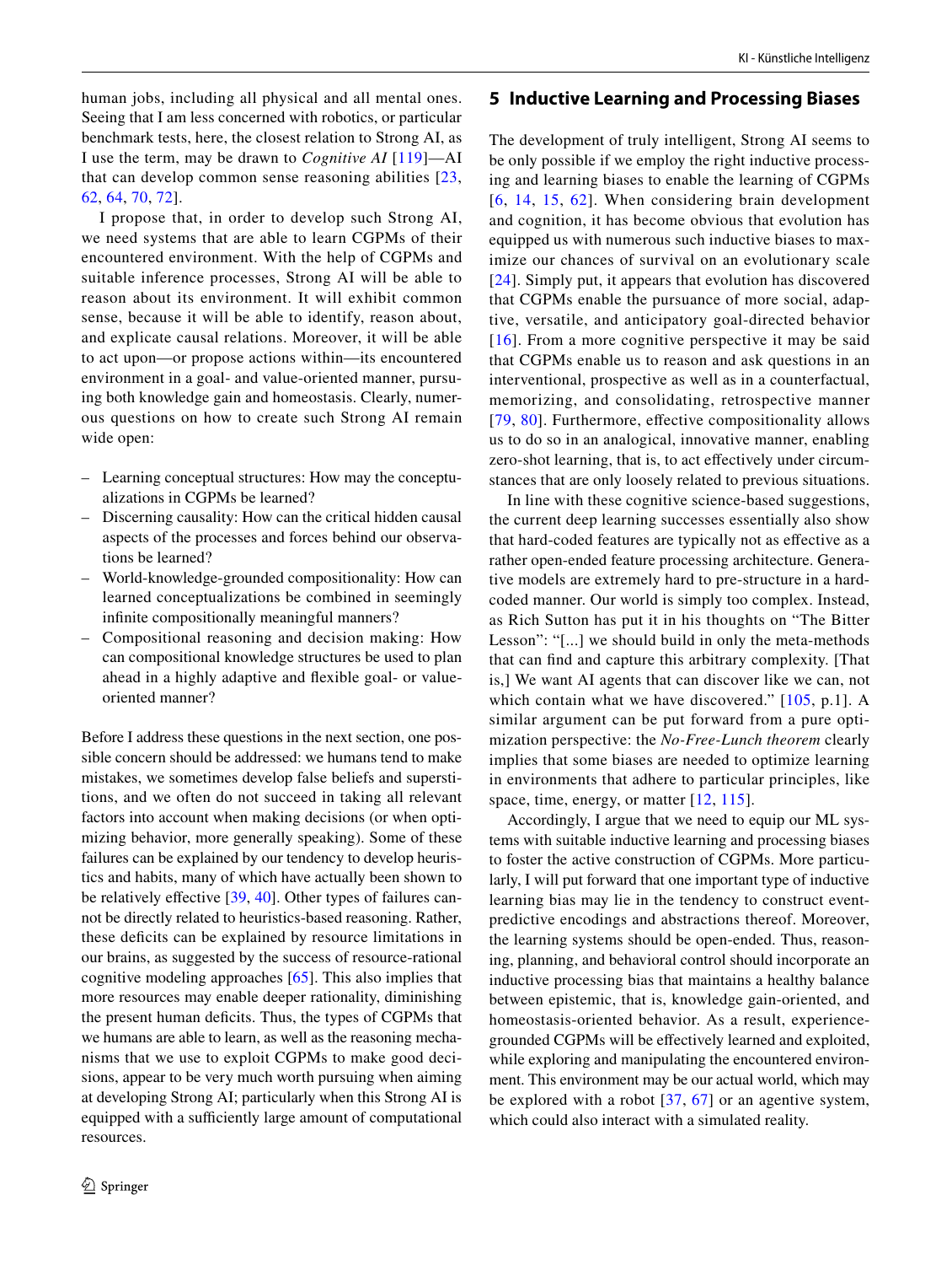human jobs, including all physical and all mental ones. Seeing that I am less concerned with robotics, or particular benchmark tests, here, the closest relation to Strong AI, as I use the term, may be drawn to *Cognitive AI* [119]—AI that can develop common sense reasoning abilities [23, 62, 64, 70, 72].

I propose that, in order to develop such Strong AI, we need systems that are able to learn CGPMs of their encountered environment. With the help of CGPMs and suitable inference processes, Strong AI will be able to reason about its environment. It will exhibit common sense, because it will be able to identify, reason about, and explicate causal relations. Moreover, it will be able to act upon—or propose actions within—its encountered environment in a goal- and value-oriented manner, pursuing both knowledge gain and homeostasis. Clearly, numerous questions on how to create such Strong AI remain wide open:

- Learning conceptual structures: How may the conceptualizations in CGPMs be learned?
- Discerning causality: How can the critical hidden causal aspects of the processes and forces behind our observations be learned?
- World-knowledge-grounded compositionality: How can learned conceptualizations be combined in seemingly infinite compositionally meaningful manners?
- Compositional reasoning and decision making: How can compositional knowledge structures be used to plan ahead in a highly adaptive and flexible goal- or value-oriented manner?

Before I address these questions in the next section, one possible concern should be addressed: we humans tend to make mistakes, we sometimes develop false beliefs and superstitions, and we often do not succeed in taking all relevant factors into account when making decisions (or when optimizing behavior, more generally speaking). Some of these failures can be explained by our tendency to develop heuristics and habits, many of which have actually been shown to be relatively effective [39, 40]. Other types of failures cannot be directly related to heuristics-based reasoning. Rather, these deficits can be explained by resource limitations in our brains, as suggested by the success of resource-rational cognitive modeling approaches [65]. This also implies that more resources may enable deeper rationality, diminishing the present human deficits. Thus, the types of CGPMs that we humans are able to learn, as well as the reasoning mechanisms that we use to exploit CGPMs to make good decisions, appear to be very much worth pursuing when aiming at developing Strong AI; particularly when this Strong AI is equipped with a sufficiently large amount of computational resources.

## 5 Inductive Learning and Processing Biases

The development of truly intelligent, Strong AI seems to be only possible if we employ the right inductive processing and learning biases to enable the learning of CGPMs [6, 14, 15, 62]. When considering brain development and cognition, it has become obvious that evolution has equipped us with numerous such inductive biases to maximize our chances of survival on an evolutionary scale [24]. Simply put, it appears that evolution has discovered that CGPMs enable the pursuance of more social, adaptive, versatile, and anticipatory goal-directed behavior [16]. From a more cognitive perspective it may be said that CGPMs enable us to reason and ask questions in an interventional, prospective as well as in a counterfactual, memorizing, and consolidating, retrospective manner [79, 80]. Furthermore, effective compositionality allows us to do so in an analogical, innovative manner, enabling zero-shot learning, that is, to act effectively under circumstances that are only loosely related to previous situations.

In line with these cognitive science-based suggestions, the current deep learning successes essentially also show that hard-coded features are typically not as effective as a rather open-ended feature processing architecture. Generative models are extremely hard to pre-structure in a hard-coded manner. Our world is simply too complex. Instead, as Rich Sutton has put it in his thoughts on "The Bitter Lesson": "[...] we should build in only the meta-methods that can find and capture this arbitrary complexity. [That is,] We want AI agents that can discover like we can, not which contain what we have discovered." [105, p.1]. A similar argument can be put forward from a pure optimization perspective: the *No-Free-Lunch theorem* clearly implies that some biases are needed to optimize learning in environments that adhere to particular principles, like space, time, energy, or matter [12, 115].

Accordingly, I argue that we need to equip our ML systems with suitable inductive learning and processing biases to foster the active construction of CGPMs. More particularly, I will put forward that one important type of inductive learning bias may lie in the tendency to construct event-predictive encodings and abstractions thereof. Moreover, the learning systems should be open-ended. Thus, reasoning, planning, and behavioral control should incorporate an inductive processing bias that maintains a healthy balance between epistemic, that is, knowledge gain-oriented, and homeostasis-oriented behavior. As a result, experience-grounded CGPMs will be effectively learned and exploited, while exploring and manipulating the encountered environment. This environment may be our actual world, which may be explored with a robot [37, 67] or an agentive system, which could also interact with a simulated reality.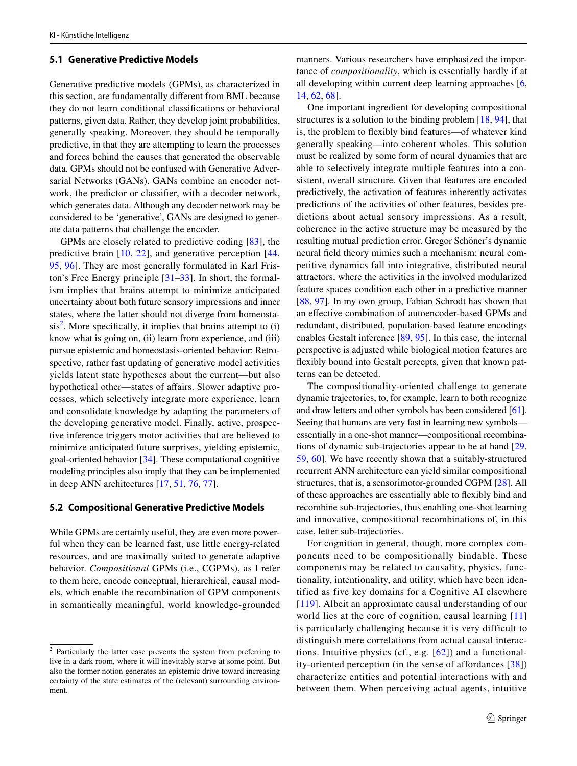### 5.1 Generative Predictive Models

Generative predictive models (GPMs), as characterized in this section, are fundamentally different from BML because they do not learn conditional classifications or behavioral patterns, given data. Rather, they develop joint probabilities, generally speaking. Moreover, they should be temporally predictive, in that they are attempting to learn the processes and forces behind the causes that generated the observable data. GPMs should not be confused with Generative Adversarial Networks (GANs). GANs combine an encoder network, the predictor or classifier, with a decoder network, which generates data. Although any decoder network may be considered to be 'generative', GANs are designed to generate data patterns that challenge the encoder.

GPMs are closely related to predictive coding [83], the predictive brain [10, 22], and generative perception [44, 95, 96]. They are most generally formulated in Karl Friston's Free Energy principle [31–33]. In short, the formalism implies that brains attempt to minimize anticipated uncertainty about both future sensory impressions and inner states, where the latter should not diverge from homeostasis[2]. More specifically, it implies that brains attempt to (i) know what is going on, (ii) learn from experience, and (iii) pursue epistemic and homeostasis-oriented behavior: Retrospective, rather fast updating of generative model activities yields latent state hypotheses about the current—but also hypothetical other—states of affairs. Slower adaptive processes, which selectively integrate more experience, learn and consolidate knowledge by adapting the parameters of the developing generative model. Finally, active, prospective inference triggers motor activities that are believed to minimize anticipated future surprises, yielding epistemic, goal-oriented behavior [34]. These computational cognitive modeling principles also imply that they can be implemented in deep ANN architectures [17, 51, 76, 77].

### 5.2 Compositional Generative Predictive Models

While GPMs are certainly useful, they are even more powerful when they can be learned fast, use little energy-related resources, and are maximally suited to generate adaptive behavior. *Compositional* GPMs (i.e., CGPMs), as I refer to them here, encode conceptual, hierarchical, causal models, which enable the recombination of GPM components in semantically meaningful, world knowledge-grounded manners. Various researchers have emphasized the importance of *compositionality*, which is essentially hardly if at all developing within current deep learning approaches [6, 14, 62, 68].

One important ingredient for developing compositional structures is a solution to the binding problem [18, 94], that is, the problem to flexibly bind features—of whatever kind generally speaking—into coherent wholes. This solution must be realized by some form of neural dynamics that are able to selectively integrate multiple features into a consistent, overall structure. Given that features are encoded predictively, the activation of features inherently activates predictions of the activities of other features, besides predictions about actual sensory impressions. As a result, coherence in the active structure may be measured by the resulting mutual prediction error. Gregor Schöner's dynamic neural field theory mimics such a mechanism: neural competitive dynamics fall into integrative, distributed neural attractors, where the activities in the involved modularized feature spaces condition each other in a predictive manner [88, 97]. In my own group, Fabian Schrodt has shown that an effective combination of autoencoder-based GPMs and redundant, distributed, population-based feature encodings enables Gestalt inference [89, 95]. In this case, the internal perspective is adjusted while biological motion features are flexibly bound into Gestalt percepts, given that known patterns can be detected.

The compositionality-oriented challenge to generate dynamic trajectories, to, for example, learn to both recognize and draw letters and other symbols has been considered [61]. Seeing that humans are very fast in learning new symbols—essentially in a one-shot manner—compositional recombinations of dynamic sub-trajectories appear to be at hand [29, 59, 60]. We have recently shown that a suitably-structured recurrent ANN architecture can yield similar compositional structures, that is, a sensorimotor-grounded CGPM [28]. All of these approaches are essentially able to flexibly bind and recombine sub-trajectories, thus enabling one-shot learning and innovative, compositional recombinations of, in this case, letter sub-trajectories.

For cognition in general, though, more complex components need to be compositionally bindable. These components may be related to causality, physics, functionality, intentionality, and utility, which have been identified as five key domains for a Cognitive AI elsewhere [119]. Albeit an approximate causal understanding of our world lies at the core of cognition, causal learning [11] is particularly challenging because it is very difficult to distinguish mere correlations from actual causal interactions. Intuitive physics (cf., e.g. [62]) and a functionality-oriented perception (in the sense of affordances [38]) characterize entities and potential interactions with and between them. When perceiving actual agents, intuitive

[2] Particularly the latter case prevents the system from preferring to live in a dark room, where it will inevitably starve at some point. But also the former notion generates an epistemic drive toward increasing certainty of the state estimates of the (relevant) surrounding environment.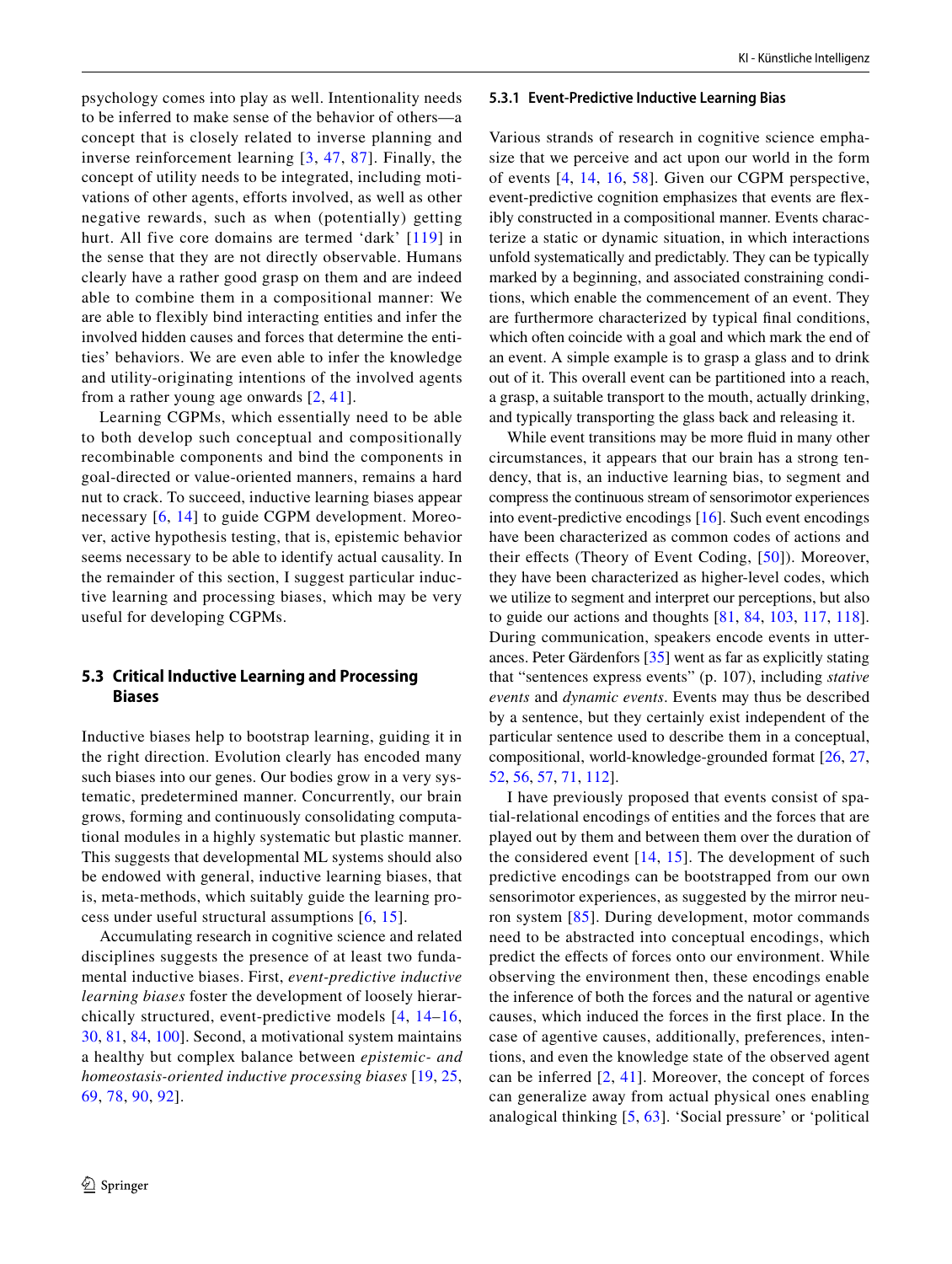psychology comes into play as well. Intentionality needs to be inferred to make sense of the behavior of others—a concept that is closely related to inverse planning and inverse reinforcement learning [3, 47, 87]. Finally, the concept of utility needs to be integrated, including motivations of other agents, efforts involved, as well as other negative rewards, such as when (potentially) getting hurt. All five core domains are termed 'dark' [119] in the sense that they are not directly observable. Humans clearly have a rather good grasp on them and are indeed able to combine them in a compositional manner: We are able to flexibly bind interacting entities and infer the involved hidden causes and forces that determine the entities' behaviors. We are even able to infer the knowledge and utility-originating intentions of the involved agents from a rather young age onwards [2, 41].

Learning CGPMs, which essentially need to be able to both develop such conceptual and compositionally recombinable components and bind the components in goal-directed or value-oriented manners, remains a hard nut to crack. To succeed, inductive learning biases appear necessary [6, 14] to guide CGPM development. Moreover, active hypothesis testing, that is, epistemic behavior seems necessary to be able to identify actual causality. In the remainder of this section, I suggest particular inductive learning and processing biases, which may be very useful for developing CGPMs.

## 5.3 Critical Inductive Learning and Processing Biases

Inductive biases help to bootstrap learning, guiding it in the right direction. Evolution clearly has encoded many such biases into our genes. Our bodies grow in a very systematic, predetermined manner. Concurrently, our brain grows, forming and continuously consolidating computational modules in a highly systematic but plastic manner. This suggests that developmental ML systems should also be endowed with general, inductive learning biases, that is, meta-methods, which suitably guide the learning process under useful structural assumptions [6, 15].

Accumulating research in cognitive science and related disciplines suggests the presence of at least two fundamental inductive biases. First, *event-predictive inductive learning biases* foster the development of loosely hierarchically structured, event-predictive models [4, 14–16, 30, 81, 84, 100]. Second, a motivational system maintains a healthy but complex balance between *epistemic- and homeostasis-oriented inductive processing biases* [19, 25, 69, 78, 90, 92].

### 5.3.1 Event-Predictive Inductive Learning Bias

Various strands of research in cognitive science emphasize that we perceive and act upon our world in the form of events [4, 14, 16, 58]. Given our CGPM perspective, event-predictive cognition emphasizes that events are flexibly constructed in a compositional manner. Events characterize a static or dynamic situation, in which interactions unfold systematically and predictably. They can be typically marked by a beginning, and associated constraining conditions, which enable the commencement of an event. They are furthermore characterized by typical final conditions, which often coincide with a goal and which mark the end of an event. A simple example is to grasp a glass and to drink out of it. This overall event can be partitioned into a reach, a grasp, a suitable transport to the mouth, actually drinking, and typically transporting the glass back and releasing it.

While event transitions may be more fluid in many other circumstances, it appears that our brain has a strong tendency, that is, an inductive learning bias, to segment and compress the continuous stream of sensorimotor experiences into event-predictive encodings [16]. Such event encodings have been characterized as common codes of actions and their effects (Theory of Event Coding, [50]). Moreover, they have been characterized as higher-level codes, which we utilize to segment and interpret our perceptions, but also to guide our actions and thoughts [81, 84, 103, 117, 118]. During communication, speakers encode events in utterances. Peter Gärdenfors [35] went as far as explicitly stating that "sentences express events" (p. 107), including *stative events* and *dynamic events*. Events may thus be described by a sentence, but they certainly exist independent of the particular sentence used to describe them in a conceptual, compositional, world-knowledge-grounded format [26, 27, 52, 56, 57, 71, 112].

I have previously proposed that events consist of spatial-relational encodings of entities and the forces that are played out by them and between them over the duration of the considered event [14, 15]. The development of such predictive encodings can be bootstrapped from our own sensorimotor experiences, as suggested by the mirror neuron system [85]. During development, motor commands need to be abstracted into conceptual encodings, which predict the effects of forces onto our environment. While observing the environment then, these encodings enable the inference of both the forces and the natural or agentive causes, which induced the forces in the first place. In the case of agentive causes, additionally, preferences, intentions, and even the knowledge state of the observed agent can be inferred [2, 41]. Moreover, the concept of forces can generalize away from actual physical ones enabling analogical thinking [5, 63]. 'Social pressure' or 'political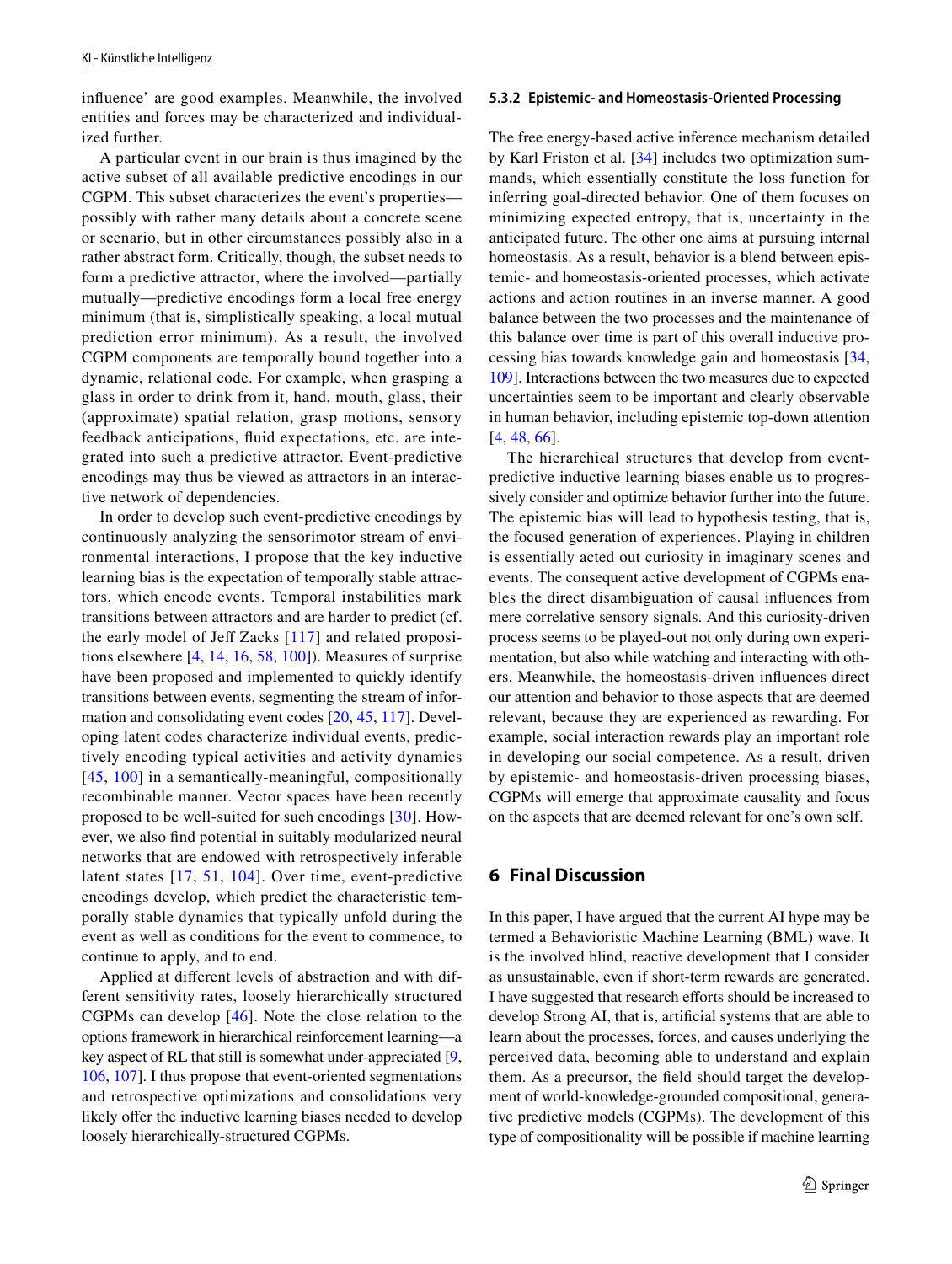influence' are good examples. Meanwhile, the involved entities and forces may be characterized and individualized further.

A particular event in our brain is thus imagined by the active subset of all available predictive encodings in our CGPM. This subset characterizes the event's properties—possibly with rather many details about a concrete scene or scenario, but in other circumstances possibly also in a rather abstract form. Critically, though, the subset needs to form a predictive attractor, where the involved—partially mutually—predictive encodings form a local free energy minimum (that is, simplistically speaking, a local mutual prediction error minimum). As a result, the involved CGPM components are temporally bound together into a dynamic, relational code. For example, when grasping a glass in order to drink from it, hand, mouth, glass, their (approximate) spatial relation, grasp motions, sensory feedback anticipations, fluid expectations, etc. are integrated into such a predictive attractor. Event-predictive encodings may thus be viewed as attractors in an interactive network of dependencies.

In order to develop such event-predictive encodings by continuously analyzing the sensorimotor stream of environmental interactions, I propose that the key inductive learning bias is the expectation of temporally stable attractors, which encode events. Temporal instabilities mark transitions between attractors and are harder to predict (cf. the early model of Jeff Zacks [117] and related propositions elsewhere [4, 14, 16, 58, 100]). Measures of surprise have been proposed and implemented to quickly identify transitions between events, segmenting the stream of information and consolidating event codes [20, 45, 117]. Developing latent codes characterize individual events, predictively encoding typical activities and activity dynamics [45, 100] in a semantically-meaningful, compositionally recombinable manner. Vector spaces have been recently proposed to be well-suited for such encodings [30]. However, we also find potential in suitably modularized neural networks that are endowed with retrospectively inferable latent states [17, 51, 104]. Over time, event-predictive encodings develop, which predict the characteristic temporally stable dynamics that typically unfold during the event as well as conditions for the event to commence, to continue to apply, and to end.

Applied at different levels of abstraction and with different sensitivity rates, loosely hierarchically structured CGPMs can develop [46]. Note the close relation to the options framework in hierarchical reinforcement learning—a key aspect of RL that still is somewhat under-appreciated [9, 106, 107]. I thus propose that event-oriented segmentations and retrospective optimizations and consolidations very likely offer the inductive learning biases needed to develop loosely hierarchically-structured CGPMs.

#### 5.3.2 Epistemic- and Homeostasis-Oriented Processing

The free energy-based active inference mechanism detailed by Karl Friston et al. [34] includes two optimization summands, which essentially constitute the loss function for inferring goal-directed behavior. One of them focuses on minimizing expected entropy, that is, uncertainty in the anticipated future. The other one aims at pursuing internal homeostasis. As a result, behavior is a blend between epistemic- and homeostasis-oriented processes, which activate actions and action routines in an inverse manner. A good balance between the two processes and the maintenance of this balance over time is part of this overall inductive processing bias towards knowledge gain and homeostasis [34, 109]. Interactions between the two measures due to expected uncertainties seem to be important and clearly observable in human behavior, including epistemic top-down attention [4, 48, 66].

The hierarchical structures that develop from event-predictive inductive learning biases enable us to progressively consider and optimize behavior further into the future. The epistemic bias will lead to hypothesis testing, that is, the focused generation of experiences. Playing in children is essentially acted out curiosity in imaginary scenes and events. The consequent active development of CGPMs enables the direct disambiguation of causal influences from mere correlative sensory signals. And this curiosity-driven process seems to be played-out not only during own experimentation, but also while watching and interacting with others. Meanwhile, the homeostasis-driven influences direct our attention and behavior to those aspects that are deemed relevant, because they are experienced as rewarding. For example, social interaction rewards play an important role in developing our social competence. As a result, driven by epistemic- and homeostasis-driven processing biases, CGPMs will emerge that approximate causality and focus on the aspects that are deemed relevant for one's own self.

## 6 Final Discussion

In this paper, I have argued that the current AI hype may be termed a Behavioristic Machine Learning (BML) wave. It is the involved blind, reactive development that I consider as unsustainable, even if short-term rewards are generated. I have suggested that research efforts should be increased to develop Strong AI, that is, artificial systems that are able to learn about the processes, forces, and causes underlying the perceived data, becoming able to understand and explain them. As a precursor, the field should target the development of world-knowledge-grounded compositional, generative predictive models (CGPMs). The development of this type of compositionality will be possible if machine learning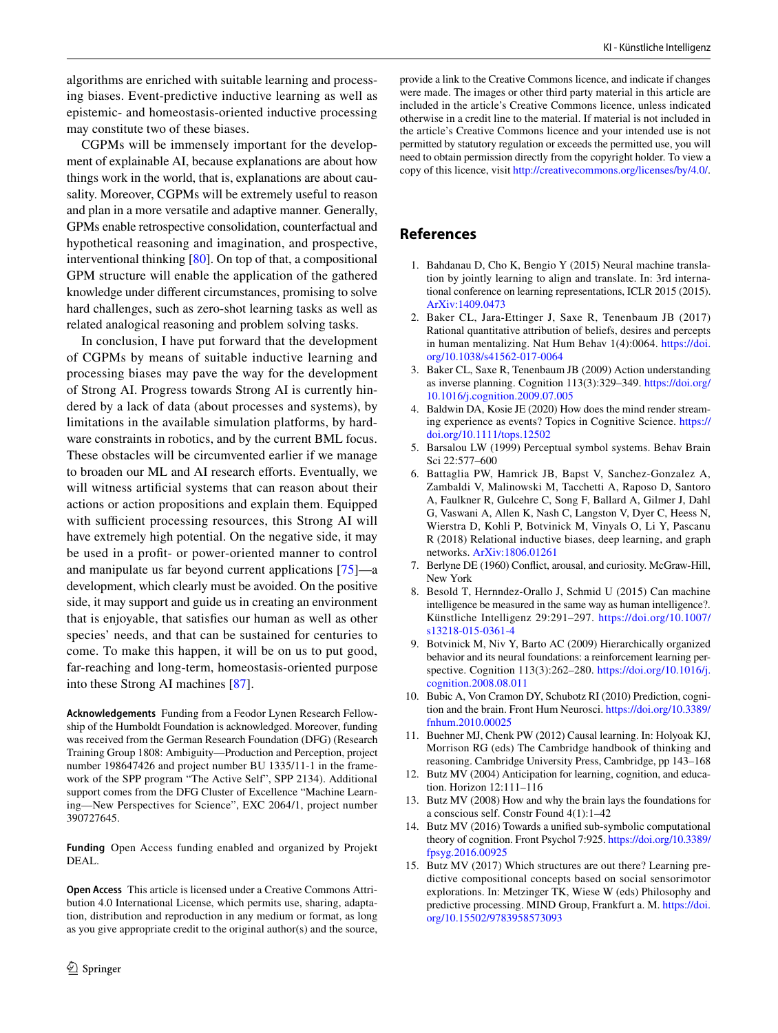algorithms are enriched with suitable learning and processing biases. Event-predictive inductive learning as well as epistemic- and homeostasis-oriented inductive processing may constitute two of these biases.

CGPMs will be immensely important for the development of explainable AI, because explanations are about how things work in the world, that is, explanations are about causality. Moreover, CGPMs will be extremely useful to reason and plan in a more versatile and adaptive manner. Generally, GPMs enable retrospective consolidation, counterfactual and hypothetical reasoning and imagination, and prospective, interventional thinking [80]. On top of that, a compositional GPM structure will enable the application of the gathered knowledge under different circumstances, promising to solve hard challenges, such as zero-shot learning tasks as well as related analogical reasoning and problem solving tasks.

In conclusion, I have put forward that the development of CGPMs by means of suitable inductive learning and processing biases may pave the way for the development of Strong AI. Progress towards Strong AI is currently hindered by a lack of data (about processes and systems), by limitations in the available simulation platforms, by hardware constraints in robotics, and by the current BML focus. These obstacles will be circumvented earlier if we manage to broaden our ML and AI research efforts. Eventually, we will witness artificial systems that can reason about their actions or action propositions and explain them. Equipped with sufficient processing resources, this Strong AI will have extremely high potential. On the negative side, it may be used in a profit- or power-oriented manner to control and manipulate us far beyond current applications [75]—a development, which clearly must be avoided. On the positive side, it may support and guide us in creating an environment that is enjoyable, that satisfies our human as well as other species' needs, and that can be sustained for centuries to come. To make this happen, it will be on us to put good, far-reaching and long-term, homeostasis-oriented purpose into these Strong AI machines [87].

**Acknowledgements** Funding from a Feodor Lynen Research Fellowship of the Humboldt Foundation is acknowledged. Moreover, funding was received from the German Research Foundation (DFG) (Research Training Group 1808: Ambiguity—Production and Perception, project number 198647426 and project number BU 1335/11-1 in the framework of the SPP program "The Active Self", SPP 2134). Additional support comes from the DFG Cluster of Excellence "Machine Learning—New Perspectives for Science", EXC 2064/1, project number 390727645.

**Funding** Open Access funding enabled and organized by Projekt DEAL.

**Open Access** This article is licensed under a Creative Commons Attribution 4.0 International License, which permits use, sharing, adaptation, distribution and reproduction in any medium or format, as long as you give appropriate credit to the original author(s) and the source, provide a link to the Creative Commons licence, and indicate if changes were made. The images or other third party material in this article are included in the article's Creative Commons licence, unless indicated otherwise in a credit line to the material. If material is not included in the article's Creative Commons licence and your intended use is not permitted by statutory regulation or exceeds the permitted use, you will need to obtain permission directly from the copyright holder. To view a copy of this licence, visit http://creativecommons.org/licenses/by/4.0/.

## References

1. Bahdanau D, Cho K, Bengio Y (2015) Neural machine translation by jointly learning to align and translate. In: 3rd international conference on learning representations, ICLR 2015 (2015). ArXiv:1409.0473
2. Baker CL, Jara-Ettinger J, Saxe R, Tenenbaum JB (2017) Rational quantitative attribution of beliefs, desires and percepts in human mentalizing. Nat Hum Behav 1(4):0064. https://doi.org/10.1038/s41562-017-0064
3. Baker CL, Saxe R, Tenenbaum JB (2009) Action understanding as inverse planning. Cognition 113(3):329–349. https://doi.org/10.1016/j.cognition.2009.07.005
4. Baldwin DA, Kosie JE (2020) How does the mind render streaming experience as events? Topics in Cognitive Science. https://doi.org/10.1111/tops.12502
5. Barsalou LW (1999) Perceptual symbol systems. Behav Brain Sci 22:577–600
6. Battaglia PW, Hamrick JB, Bapst V, Sanchez-Gonzalez A, Zambaldi V, Malinowski M, Tacchetti A, Raposo D, Santoro A, Faulkner R, Gulcehre C, Song F, Ballard A, Gilmer J, Dahl G, Vaswani A, Allen K, Nash C, Langston V, Dyer C, Heess N, Wierstra D, Kohli P, Botvinick M, Vinyals O, Li Y, Pascanu R (2018) Relational inductive biases, deep learning, and graph networks. ArXiv:1806.01261
7. Berlyne DE (1960) Conflict, arousal, and curiosity. McGraw-Hill, New York
8. Besold T, Hernndez-Orallo J, Schmid U (2015) Can machine intelligence be measured in the same way as human intelligence?. Künstliche Intelligenz 29:291–297. https://doi.org/10.1007/s13218-015-0361-4
9. Botvinick M, Niv Y, Barto AC (2009) Hierarchically organized behavior and its neural foundations: a reinforcement learning perspective. Cognition 113(3):262–280. https://doi.org/10.1016/j.cognition.2008.08.011
10. Bubic A, Von Cramon DY, Schubotz RI (2010) Prediction, cognition and the brain. Front Hum Neurosci. https://doi.org/10.3389/fnhum.2010.00025
11. Buehner MJ, Chenk PW (2012) Causal learning. In: Holyoak KJ, Morrison RG (eds) The cambridge handbook of thinking and reasoning. Cambridge University Press, Cambridge, pp 143–168
12. Butz MV (2004) Anticipation for learning, cognition, and education. Horizon 12:111–116
13. Butz MV (2008) How and why the brain lays the foundations for a conscious self. Constr Found 4(1):1–42
14. Butz MV (2016) Towards a unified sub-symbolic computational theory of cognition. Front Psychol 7:925. https://doi.org/10.3389/fpsyg.2016.00925
15. Butz MV (2017) Which structures are out there? Learning predictive compositional concepts based on social sensorimotor explorations. In: Metzinger TK, Wiese W (eds) Philosophy and predictive processing. MIND Group, Frankfurt a. M. https://doi.org/10.15502/9783958573093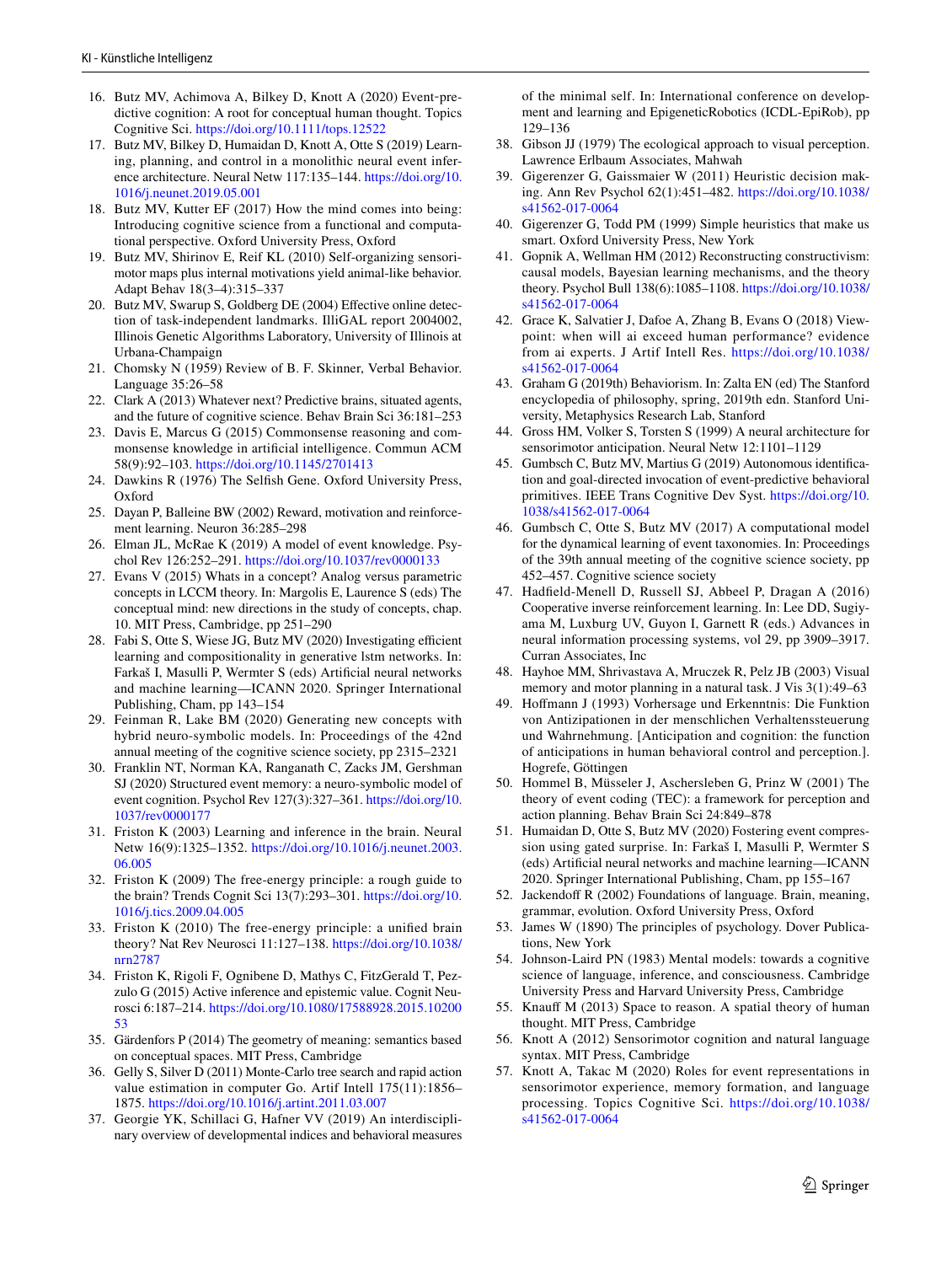16. Butz MV, Achimova A, Bilkey D, Knott A (2020) Event-predictive cognition: A root for conceptual human thought. Topics Cognitive Sci. https://doi.org/10.1111/tops.12522
17. Butz MV, Bilkey D, Humaidan D, Knott A, Otte S (2019) Learning, planning, and control in a monolithic neural event inference architecture. Neural Netw 117:135–144. https://doi.org/10.1016/j.neunet.2019.05.001
18. Butz MV, Kutter EF (2017) How the mind comes into being: Introducing cognitive science from a functional and computational perspective. Oxford University Press, Oxford
19. Butz MV, Shirinov E, Reif KL (2010) Self-organizing sensorimotor maps plus internal motivations yield animal-like behavior. Adapt Behav 18(3–4):315–337
20. Butz MV, Swarup S, Goldberg DE (2004) Effective online detection of task-independent landmarks. IlliGAL report 2004002, Illinois Genetic Algorithms Laboratory, University of Illinois at Urbana-Champaign
21. Chomsky N (1959) Review of B. F. Skinner, Verbal Behavior. Language 35:26–58
22. Clark A (2013) Whatever next? Predictive brains, situated agents, and the future of cognitive science. Behav Brain Sci 36:181–253
23. Davis E, Marcus G (2015) Commonsense reasoning and commonsense knowledge in artificial intelligence. Commun ACM 58(9):92–103. https://doi.org/10.1145/2701413
24. Dawkins R (1976) The Selfish Gene. Oxford University Press, Oxford
25. Dayan P, Balleine BW (2002) Reward, motivation and reinforcement learning. Neuron 36:285–298
26. Elman JL, McRae K (2019) A model of event knowledge. Psychol Rev 126:252–291. https://doi.org/10.1037/rev0000133
27. Evans V (2015) Whats in a concept? Analog versus parametric concepts in LCCM theory. In: Margolis E, Laurence S (eds) The conceptual mind: new directions in the study of concepts, chap. 10. MIT Press, Cambridge, pp 251–290
28. Fabi S, Otte S, Wiese JG, Butz MV (2020) Investigating efficient learning and compositionality in generative lstm networks. In: Farkaš I, Masulli P, Wermter S (eds) Artificial neural networks and machine learning—ICANN 2020. Springer International Publishing, Cham, pp 143–154
29. Feinman R, Lake BM (2020) Generating new concepts with hybrid neuro-symbolic models. In: Proceedings of the 42nd annual meeting of the cognitive science society, pp 2315–2321
30. Franklin NT, Norman KA, Ranganath C, Zacks JM, Gershman SJ (2020) Structured event memory: a neuro-symbolic model of event cognition. Psychol Rev 127(3):327–361. https://doi.org/10.1037/rev0000177
31. Friston K (2003) Learning and inference in the brain. Neural Netw 16(9):1325–1352. https://doi.org/10.1016/j.neunet.2003.06.005
32. Friston K (2009) The free-energy principle: a rough guide to the brain? Trends Cognit Sci 13(7):293–301. https://doi.org/10.1016/j.tics.2009.04.005
33. Friston K (2010) The free-energy principle: a unified brain theory? Nat Rev Neurosci 11:127–138. https://doi.org/10.1038/nrn2787
34. Friston K, Rigoli F, Ognibene D, Mathys C, FitzGerald T, Pezzulo G (2015) Active inference and epistemic value. Cognit Neurosci 6:187–214. https://doi.org/10.1080/17588928.2015.1020053
35. Gärdenfors P (2014) The geometry of meaning: semantics based on conceptual spaces. MIT Press, Cambridge
36. Gelly S, Silver D (2011) Monte-Carlo tree search and rapid action value estimation in computer Go. Artif Intell 175(11):1856–1875. https://doi.org/10.1016/j.artint.2011.03.007
37. Georgie YK, Schillaci G, Hafner VV (2019) An interdisciplinary overview of developmental indices and behavioral measures of the minimal self. In: International conference on development and learning and EpigeneticRobotics (ICDL-EpiRob), pp 129–136
38. Gibson JJ (1979) The ecological approach to visual perception. Lawrence Erlbaum Associates, Mahwah
39. Gigerenzer G, Gaissmaier W (2011) Heuristic decision making. Ann Rev Psychol 62(1):451–482. https://doi.org/10.1038/s41562-017-0064
40. Gigerenzer G, Todd PM (1999) Simple heuristics that make us smart. Oxford University Press, New York
41. Gopnik A, Wellman HM (2012) Reconstructing constructivism: causal models, Bayesian learning mechanisms, and the theory theory. Psychol Bull 138(6):1085–1108. https://doi.org/10.1038/s41562-017-0064
42. Grace K, Salvatier J, Dafoe A, Zhang B, Evans O (2018) Viewpoint: when will ai exceed human performance? evidence from ai experts. J Artif Intell Res. https://doi.org/10.1038/s41562-017-0064
43. Graham G (2019th) Behaviorism. In: Zalta EN (ed) The Stanford encyclopedia of philosophy, spring, 2019th edn. Stanford University, Metaphysics Research Lab, Stanford
44. Gross HM, Volker S, Torsten S (1999) A neural architecture for sensorimotor anticipation. Neural Netw 12:1101–1129
45. Gumbsch C, Butz MV, Martius G (2019) Autonomous identification and goal-directed invocation of event-predictive behavioral primitives. IEEE Trans Cognitive Dev Syst. https://doi.org/10.1038/s41562-017-0064
46. Gumbsch C, Otte S, Butz MV (2017) A computational model for the dynamical learning of event taxonomies. In: Proceedings of the 39th annual meeting of the cognitive science society, pp 452–457. Cognitive science society
47. Hadfield-Menell D, Russell SJ, Abbeel P, Dragan A (2016) Cooperative inverse reinforcement learning. In: Lee DD, Sugiyama M, Luxburg UV, Guyon I, Garnett R (eds.) Advances in neural information processing systems, vol 29, pp 3909–3917. Curran Associates, Inc
48. Hayhoe MM, Shrivastava A, Mruczek R, Pelz JB (2003) Visual memory and motor planning in a natural task. J Vis 3(1):49–63
49. Hoffmann J (1993) Vorhersage und Erkenntnis: Die Funktion von Antizipationen in der menschlichen Verhaltenssteuerung und Wahrnehmung. [Anticipation and cognition: the function of anticipations in human behavioral control and perception.]. Hogrefe, Göttingen
50. Hommel B, Müsseler J, Aschersleben G, Prinz W (2001) The theory of event coding (TEC): a framework for perception and action planning. Behav Brain Sci 24:849–878
51. Humaidan D, Otte S, Butz MV (2020) Fostering event compression using gated surprise. In: Farkaš I, Masulli P, Wermter S (eds) Artificial neural networks and machine learning—ICANN 2020. Springer International Publishing, Cham, pp 155–167
52. Jackendoff R (2002) Foundations of language. Brain, meaning, grammar, evolution. Oxford University Press, Oxford
53. James W (1890) The principles of psychology. Dover Publications, New York
54. Johnson-Laird PN (1983) Mental models: towards a cognitive science of language, inference, and consciousness. Cambridge University Press and Harvard University Press, Cambridge
55. Knauff M (2013) Space to reason. A spatial theory of human thought. MIT Press, Cambridge
56. Knott A (2012) Sensorimotor cognition and natural language syntax. MIT Press, Cambridge
57. Knott A, Takac M (2020) Roles for event representations in sensorimotor experience, memory formation, and language processing. Topics Cognitive Sci. https://doi.org/10.1038/s41562-017-0064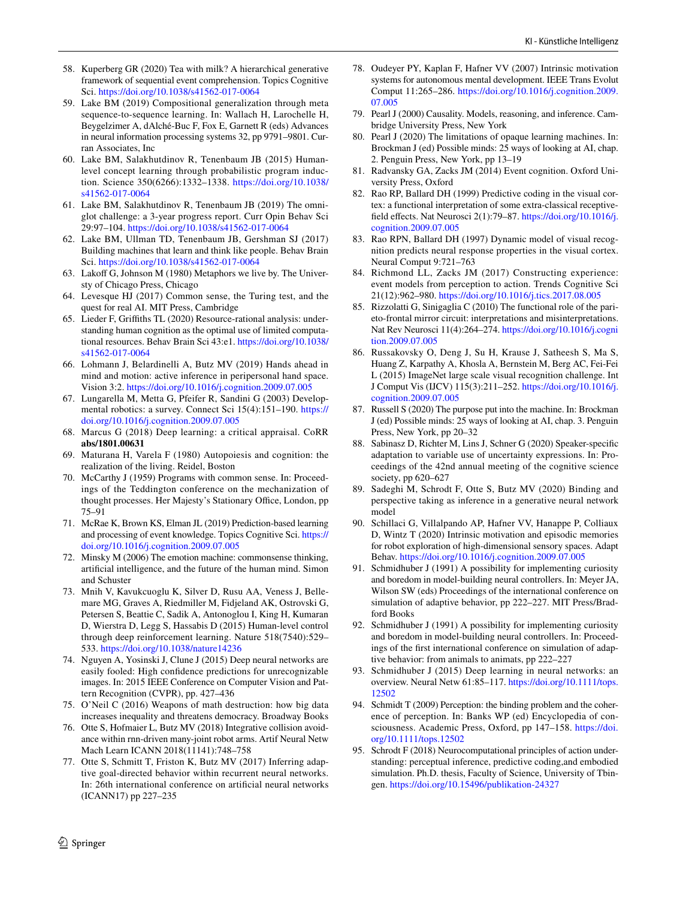58. Kuperberg GR (2020) Tea with milk? A hierarchical generative framework of sequential event comprehension. Topics Cognitive Sci. https://doi.org/10.1038/s41562-017-0064
59. Lake BM (2019) Compositional generalization through meta sequence-to-sequence learning. In: Wallach H, Larochelle H, Beygelzimer A, dAlché-Buc F, Fox E, Garnett R (eds) Advances in neural information processing systems 32, pp 9791–9801. Curran Associates, Inc
60. Lake BM, Salakhutdinov R, Tenenbaum JB (2015) Human-level concept learning through probabilistic program induction. Science 350(6266):1332–1338. https://doi.org/10.1038/s41562-017-0064
61. Lake BM, Salakhutdinov R, Tenenbaum JB (2019) The omniglot challenge: a 3-year progress report. Curr Opin Behav Sci 29:97–104. https://doi.org/10.1038/s41562-017-0064
62. Lake BM, Ullman TD, Tenenbaum JB, Gershman SJ (2017) Building machines that learn and think like people. Behav Brain Sci. https://doi.org/10.1038/s41562-017-0064
63. Lakoff G, Johnson M (1980) Metaphors we live by. The University of Chicago Press, Chicago
64. Levesque HJ (2017) Common sense, the Turing test, and the quest for real AI. MIT Press, Cambridge
65. Lieder F, Griffiths TL (2020) Resource-rational analysis: understanding human cognition as the optimal use of limited computational resources. Behav Brain Sci 43:e1. https://doi.org/10.1038/s41562-017-0064
66. Lohmann J, Belardinelli A, Butz MV (2019) Hands ahead in mind and motion: active inference in peripersonal hand space. Vision 3:2. https://doi.org/10.1016/j.cognition.2009.07.005
67. Lungarella M, Metta G, Pfeifer R, Sandini G (2003) Developmental robotics: a survey. Connect Sci 15(4):151–190. https://doi.org/10.1016/j.cognition.2009.07.005
68. Marcus G (2018) Deep learning: a critical appraisal. CoRR **abs/1801.00631**
69. Maturana H, Varela F (1980) Autopoiesis and cognition: the realization of the living. Reidel, Boston
70. McCarthy J (1959) Programs with common sense. In: Proceedings of the Teddington conference on the mechanization of thought processes. Her Majesty's Stationary Office, London, pp 75–91
71. McRae K, Brown KS, Elman JL (2019) Prediction-based learning and processing of event knowledge. Topics Cognitive Sci. https://doi.org/10.1016/j.cognition.2009.07.005
72. Minsky M (2006) The emotion machine: commonsense thinking, artificial intelligence, and the future of the human mind. Simon and Schuster
73. Mnih V, Kavukcuoglu K, Silver D, Rusu AA, Veness J, Bellemare MG, Graves A, Riedmiller M, Fidjeland AK, Ostrovski G, Petersen S, Beattie C, Sadik A, Antonoglou I, King H, Kumaran D, Wierstra D, Legg S, Hassabis D (2015) Human-level control through deep reinforcement learning. Nature 518(7540):529–533. https://doi.org/10.1038/nature14236
74. Nguyen A, Yosinski J, Clune J (2015) Deep neural networks are easily fooled: High confidence predictions for unrecognizable images. In: 2015 IEEE Conference on Computer Vision and Pattern Recognition (CVPR), pp. 427–436
75. O'Neil C (2016) Weapons of math destruction: how big data increases inequality and threatens democracy. Broadway Books
76. Otte S, Hofmaier L, Butz MV (2018) Integrative collision avoidance within rnn-driven many-joint robot arms. Artif Neural Netw Mach Learn ICANN 2018(11141):748–758
77. Otte S, Schmitt T, Friston K, Butz MV (2017) Inferring adaptive goal-directed behavior within recurrent neural networks. In: 26th international conference on artificial neural networks (ICANN17) pp 227–235
78. Oudeyer PY, Kaplan F, Hafner VV (2007) Intrinsic motivation systems for autonomous mental development. IEEE Trans Evolut Comput 11:265–286. https://doi.org/10.1016/j.cognition.2009.07.005
79. Pearl J (2000) Causality. Models, reasoning, and inference. Cambridge University Press, New York
80. Pearl J (2020) The limitations of opaque learning machines. In: Brockman J (ed) Possible minds: 25 ways of looking at AI, chap. 2. Penguin Press, New York, pp 13–19
81. Radvansky GA, Zacks JM (2014) Event cognition. Oxford University Press, Oxford
82. Rao RP, Ballard DH (1999) Predictive coding in the visual cortex: a functional interpretation of some extra-classical receptive-field effects. Nat Neurosci 2(1):79–87. https://doi.org/10.1016/j.cognition.2009.07.005
83. Rao RPN, Ballard DH (1997) Dynamic model of visual recognition predicts neural response properties in the visual cortex. Neural Comput 9:721–763
84. Richmond LL, Zacks JM (2017) Constructing experience: event models from perception to action. Trends Cognitive Sci 21(12):962–980. https://doi.org/10.1016/j.tics.2017.08.005
85. Rizzolatti G, Sinigaglia C (2010) The functional role of the parieto-frontal mirror circuit: interpretations and misinterpretations. Nat Rev Neurosci 11(4):264–274. https://doi.org/10.1016/j.cognition.2009.07.005
86. Russakovsky O, Deng J, Su H, Krause J, Satheesh S, Ma S, Huang Z, Karpathy A, Khosla A, Bernstein M, Berg AC, Fei-Fei L (2015) ImageNet large scale visual recognition challenge. Int J Comput Vis (IJCV) 115(3):211–252. https://doi.org/10.1016/j.cognition.2009.07.005
87. Russell S (2020) The purpose put into the machine. In: Brockman J (ed) Possible minds: 25 ways of looking at AI, chap. 3. Penguin Press, New York, pp 20–32
88. Sabinasz D, Richter M, Lins J, Schner G (2020) Speaker-specific adaptation to variable use of uncertainty expressions. In: Proceedings of the 42nd annual meeting of the cognitive science society, pp 620–627
89. Sadeghi M, Schrodt F, Otte S, Butz MV (2020) Binding and perspective taking as inference in a generative neural network model
90. Schillaci G, Villalpando AP, Hafner VV, Hanappe P, Colliaux D, Wintz T (2020) Intrinsic motivation and episodic memories for robot exploration of high-dimensional sensory spaces. Adapt Behav. https://doi.org/10.1016/j.cognition.2009.07.005
91. Schmidhuber J (1991) A possibility for implementing curiosity and boredom in model-building neural controllers. In: Meyer JA, Wilson SW (eds) Proceedings of the international conference on simulation of adaptive behavior, pp 222–227. MIT Press/Bradford Books
92. Schmidhuber J (1991) A possibility for implementing curiosity and boredom in model-building neural controllers. In: Proceedings of the first international conference on simulation of adaptive behavior: from animals to animats, pp 222–227
93. Schmidhuber J (2015) Deep learning in neural networks: an overview. Neural Netw 61:85–117. https://doi.org/10.1111/tops.12502
94. Schmidt T (2009) Perception: the binding problem and the coherence of perception. In: Banks WP (ed) Encyclopedia of consciousness. Academic Press, Oxford, pp 147–158. https://doi.org/10.1111/tops.12502
95. Schrodt F (2018) Neurocomputational principles of action understanding: perceptual inference, predictive coding,and embodied simulation. Ph.D. thesis, Faculty of Science, University of Tbingen. https://doi.org/10.15496/publikation-24327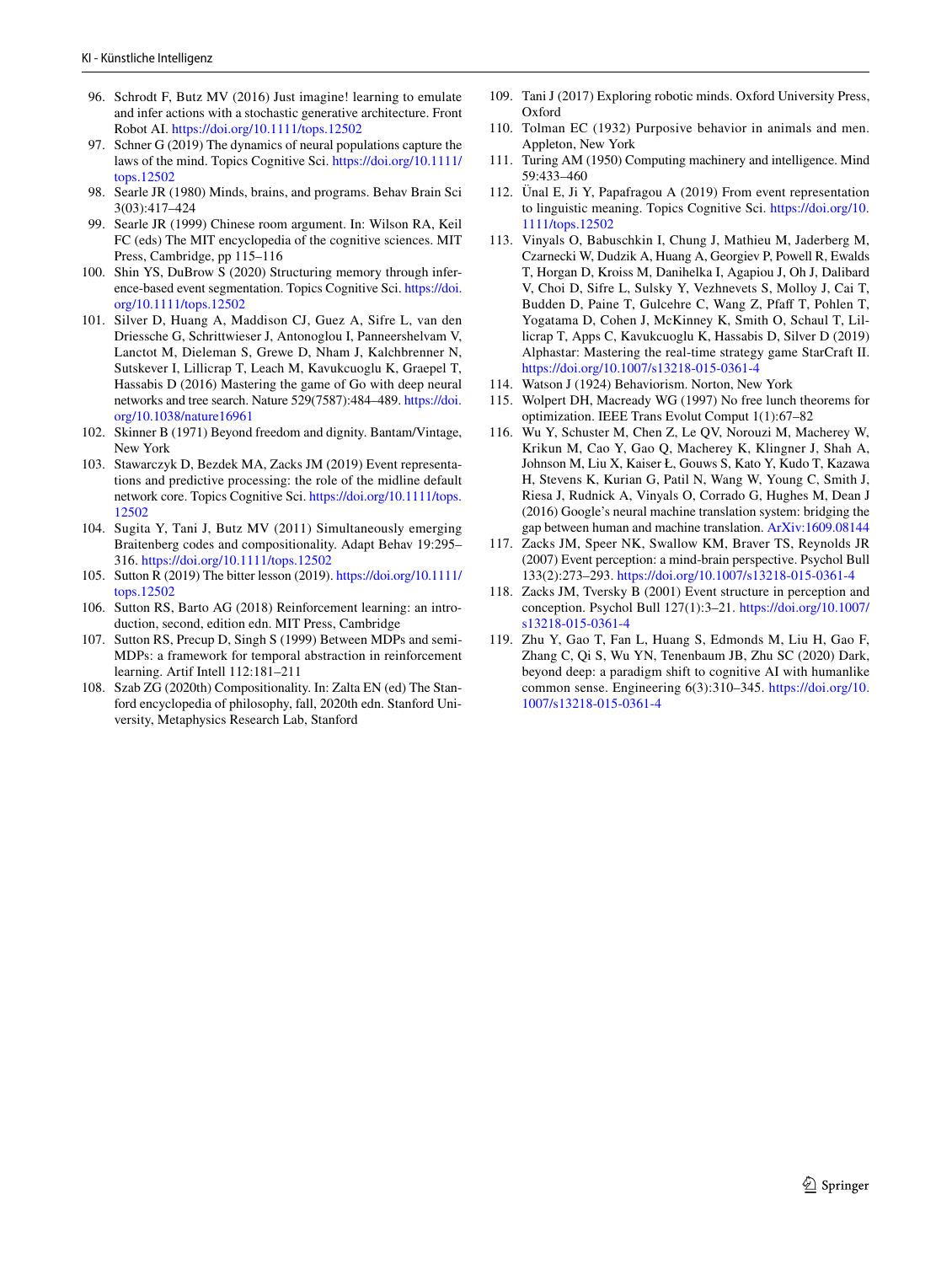96. Schrodt F, Butz MV (2016) Just imagine! learning to emulate and infer actions with a stochastic generative architecture. Front Robot AI. https://doi.org/10.1111/tops.12502
97. Schner G (2019) The dynamics of neural populations capture the laws of the mind. Topics Cognitive Sci. https://doi.org/10.1111/tops.12502
98. Searle JR (1980) Minds, brains, and programs. Behav Brain Sci 3(03):417–424
99. Searle JR (1999) Chinese room argument. In: Wilson RA, Keil FC (eds) The MIT encyclopedia of the cognitive sciences. MIT Press, Cambridge, pp 115–116
100. Shin YS, DuBrow S (2020) Structuring memory through inference-based event segmentation. Topics Cognitive Sci. https://doi.org/10.1111/tops.12502
101. Silver D, Huang A, Maddison CJ, Guez A, Sifre L, van den Driessche G, Schrittwieser J, Antonoglou I, Panneershelvam V, Lanctot M, Dieleman S, Grewe D, Nham J, Kalchbrenner N, Sutskever I, Lillicrap T, Leach M, Kavukcuoglu K, Graepel T, Hassabis D (2016) Mastering the game of Go with deep neural networks and tree search. Nature 529(7587):484–489. https://doi.org/10.1038/nature16961
102. Skinner B (1971) Beyond freedom and dignity. Bantam/Vintage, New York
103. Stawarczyk D, Bezdek MA, Zacks JM (2019) Event representations and predictive processing: the role of the midline default network core. Topics Cognitive Sci. https://doi.org/10.1111/tops.12502
104. Sugita Y, Tani J, Butz MV (2011) Simultaneously emerging Braitenberg codes and compositionality. Adapt Behav 19:295–316. https://doi.org/10.1111/tops.12502
105. Sutton R (2019) The bitter lesson (2019). https://doi.org/10.1111/tops.12502
106. Sutton RS, Barto AG (2018) Reinforcement learning: an introduction, second, edition edn. MIT Press, Cambridge
107. Sutton RS, Precup D, Singh S (1999) Between MDPs and semi-MDPs: a framework for temporal abstraction in reinforcement learning. Artif Intell 112:181–211
108. Szab ZG (2020th) Compositionality. In: Zalta EN (ed) The Stanford encyclopedia of philosophy, fall, 2020th edn. Stanford University, Metaphysics Research Lab, Stanford
109. Tani J (2017) Exploring robotic minds. Oxford University Press, Oxford
110. Tolman EC (1932) Purposive behavior in animals and men. Appleton, New York
111. Turing AM (1950) Computing machinery and intelligence. Mind 59:433–460
112. Ünal E, Ji Y, Papafragou A (2019) From event representation to linguistic meaning. Topics Cognitive Sci. https://doi.org/10.1111/tops.12502
113. Vinyals O, Babuschkin I, Chung J, Mathieu M, Jaderberg M, Czarnecki W, Dudzik A, Huang A, Georgiev P, Powell R, Ewalds T, Horgan D, Kroiss M, Danihelka I, Agapiou J, Oh J, Dalibard V, Choi D, Sifre L, Sulsky Y, Vezhnevets S, Molloy J, Cai T, Budden D, Paine T, Gulcehre C, Wang Z, Pfaff T, Pohlen T, Yogatama D, Cohen J, McKinney K, Smith O, Schaul T, Lillicrap T, Apps C, Kavukcuoglu K, Hassabis D, Silver D (2019) Alphastar: Mastering the real-time strategy game StarCraft II. https://doi.org/10.1007/s13218-015-0361-4
114. Watson J (1924) Behaviorism. Norton, New York
115. Wolpert DH, Macready WG (1997) No free lunch theorems for optimization. IEEE Trans Evolut Comput 1(1):67–82
116. Wu Y, Schuster M, Chen Z, Le QV, Norouzi M, Macherey W, Krikun M, Cao Y, Gao Q, Macherey K, Klingner J, Shah A, Johnson M, Liu X, Kaiser Ł, Gouws S, Kato Y, Kudo T, Kazawa H, Stevens K, Kurian G, Patil N, Wang W, Young C, Smith J, Riesa J, Rudnick A, Vinyals O, Corrado G, Hughes M, Dean J (2016) Google's neural machine translation system: bridging the gap between human and machine translation. ArXiv:1609.08144
117. Zacks JM, Speer NK, Swallow KM, Braver TS, Reynolds JR (2007) Event perception: a mind-brain perspective. Psychol Bull 133(2):273–293. https://doi.org/10.1007/s13218-015-0361-4
118. Zacks JM, Tversky B (2001) Event structure in perception and conception. Psychol Bull 127(1):3–21. https://doi.org/10.1007/s13218-015-0361-4
119. Zhu Y, Gao T, Fan L, Huang S, Edmonds M, Liu H, Gao F, Zhang C, Qi S, Wu YN, Tenenbaum JB, Zhu SC (2020) Dark, beyond deep: a paradigm shift to cognitive AI with humanlike common sense. Engineering 6(3):310–345. https://doi.org/10.1007/s13218-015-0361-4